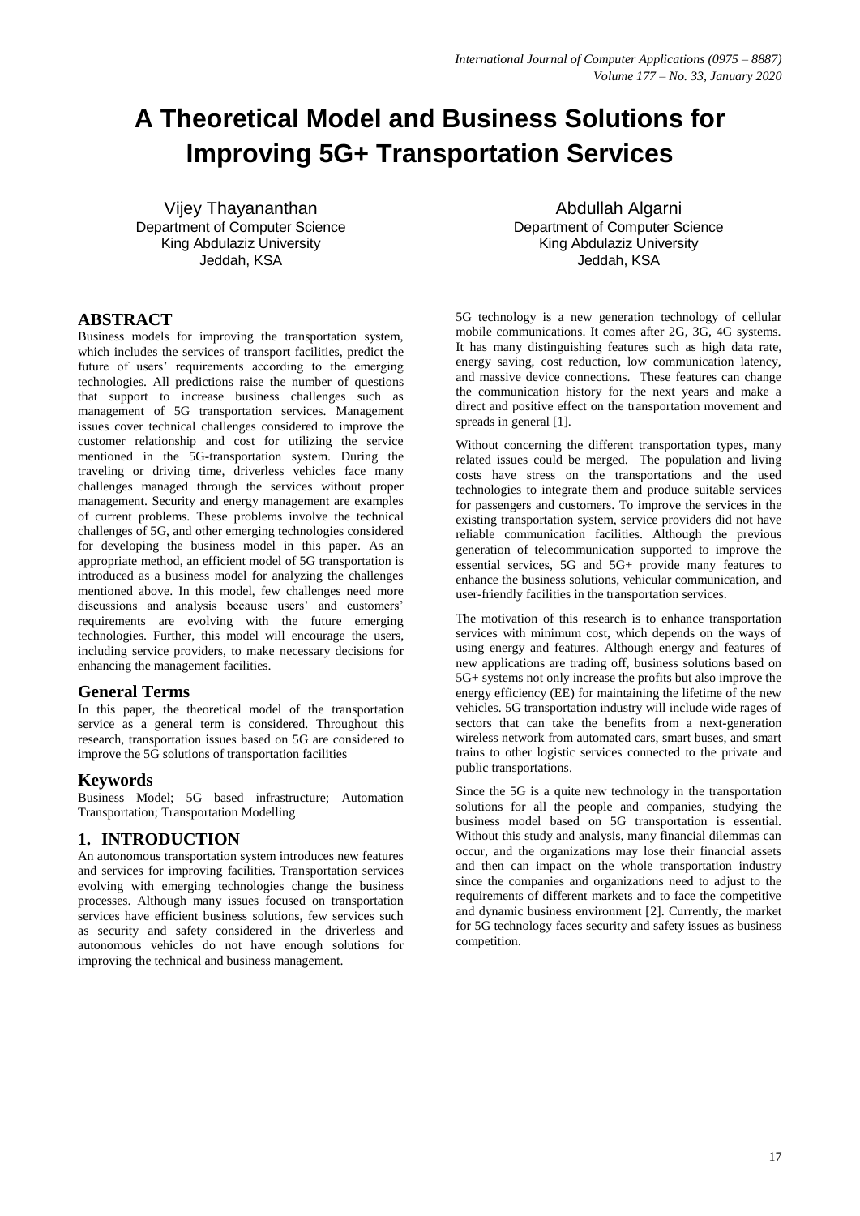# A Theoretical Model and Business Solutions for Improving 5G+ Transportation Services

Vijey Thayananthan
Department of Computer Science
King Abdulaziz University
Jeddah, KSA

Abdullah Algarni
Department of Computer Science
King Abdulaziz University
Jeddah, KSA

## ABSTRACT

Business models for improving the transportation system, which includes the services of transport facilities, predict the future of users' requirements according to the emerging technologies. All predictions raise the number of questions that support to increase business challenges such as management of 5G transportation services. Management issues cover technical challenges considered to improve the customer relationship and cost for utilizing the service mentioned in the 5G-transportation system. During the traveling or driving time, driverless vehicles face many challenges managed through the services without proper management. Security and energy management are examples of current problems. These problems involve the technical challenges of 5G, and other emerging technologies considered for developing the business model in this paper. As an appropriate method, an efficient model of 5G transportation is introduced as a business model for analyzing the challenges mentioned above. In this model, few challenges need more discussions and analysis because users' and customers' requirements are evolving with the future emerging technologies. Further, this model will encourage the users, including service providers, to make necessary decisions for enhancing the management facilities.

## General Terms

In this paper, the theoretical model of the transportation service as a general term is considered. Throughout this research, transportation issues based on 5G are considered to improve the 5G solutions of transportation facilities

## Keywords

Business Model; 5G based infrastructure; Automation Transportation; Transportation Modelling

## 1. INTRODUCTION

An autonomous transportation system introduces new features and services for improving facilities. Transportation services evolving with emerging technologies change the business processes. Although many issues focused on transportation services have efficient business solutions, few services such as security and safety considered in the driverless and autonomous vehicles do not have enough solutions for improving the technical and business management.

5G technology is a new generation technology of cellular mobile communications. It comes after 2G, 3G, 4G systems. It has many distinguishing features such as high data rate, energy saving, cost reduction, low communication latency, and massive device connections. These features can change the communication history for the next years and make a direct and positive effect on the transportation movement and spreads in general [1].

Without concerning the different transportation types, many related issues could be merged. The population and living costs have stress on the transportations and the used technologies to integrate them and produce suitable services for passengers and customers. To improve the services in the existing transportation system, service providers did not have reliable communication facilities. Although the previous generation of telecommunication supported to improve the essential services, 5G and 5G+ provide many features to enhance the business solutions, vehicular communication, and user-friendly facilities in the transportation services.

The motivation of this research is to enhance transportation services with minimum cost, which depends on the ways of using energy and features. Although energy and features of new applications are trading off, business solutions based on 5G+ systems not only increase the profits but also improve the energy efficiency (EE) for maintaining the lifetime of the new vehicles. 5G transportation industry will include wide rages of sectors that can take the benefits from a next-generation wireless network from automated cars, smart buses, and smart trains to other logistic services connected to the private and public transportations.

Since the 5G is a quite new technology in the transportation solutions for all the people and companies, studying the business model based on 5G transportation is essential. Without this study and analysis, many financial dilemmas can occur, and the organizations may lose their financial assets and then can impact on the whole transportation industry since the companies and organizations need to adjust to the requirements of different markets and to face the competitive and dynamic business environment [2]. Currently, the market for 5G technology faces security and safety issues as business competition.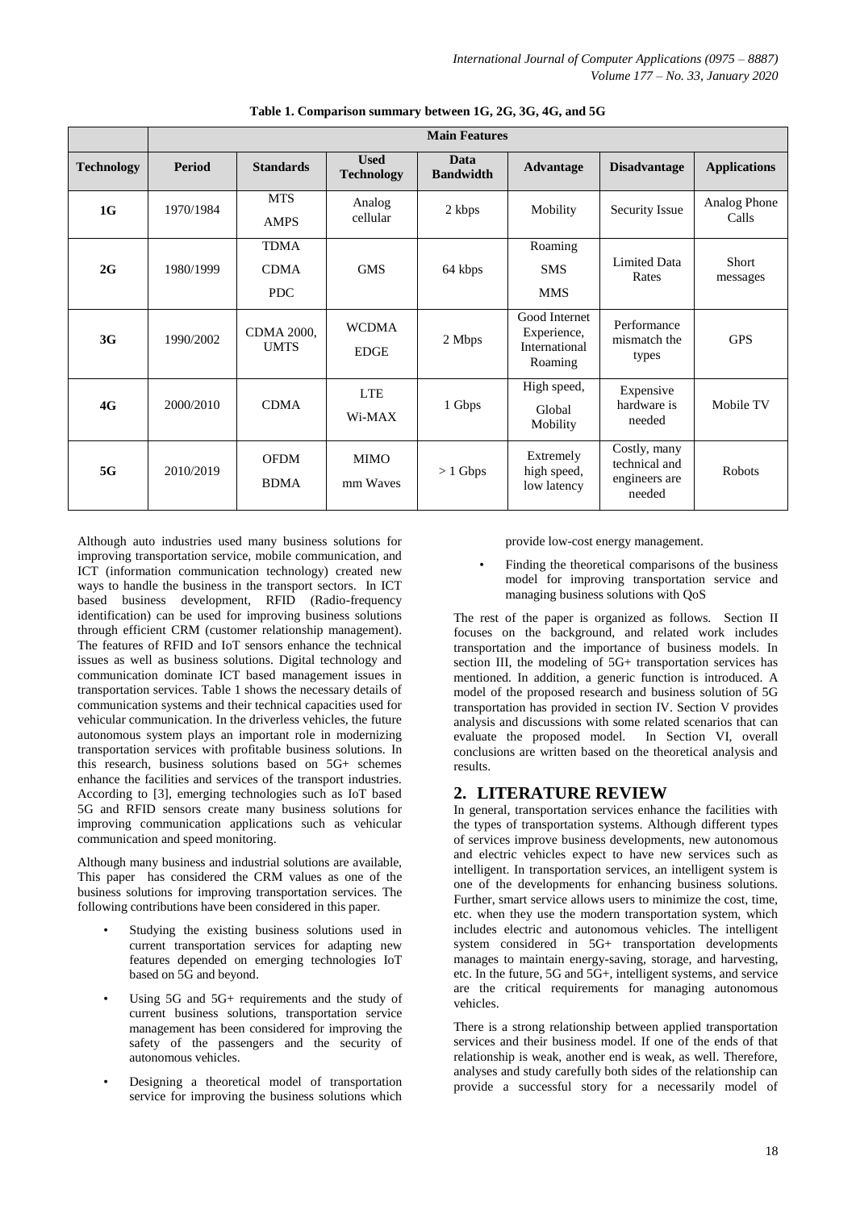Table 1. Comparison summary between 1G, 2G, 3G, 4G, and 5G

| | Main Features | | | | | | |
|---|---|---|---|---|---|---|---|
| **Technology** | **Period** | **Standards** | **Used Technology** | **Data Bandwidth** | **Advantage** | **Disadvantage** | **Applications** |
| **1G** | 1970/1984 | MTS AMPS | Analog cellular | 2 kbps | Mobility | Security Issue | Analog Phone Calls |
| **2G** | 1980/1999 | TDMA CDMA PDC | GMS | 64 kbps | Roaming SMS MMS | Limited Data Rates | Short messages |
| **3G** | 1990/2002 | CDMA 2000, UMTS | WCDMA EDGE | 2 Mbps | Good Internet Experience, International Roaming | Performance mismatch the types | GPS |
| **4G** | 2000/2010 | CDMA | LTE Wi-MAX | 1 Gbps | High speed, Global Mobility | Expensive hardware is needed | Mobile TV |
| **5G** | 2010/2019 | OFDM BDMA | MIMO mm Waves | > 1 Gbps | Extremely high speed, low latency | Costly, many technical and engineers are needed | Robots |

Although auto industries used many business solutions for improving transportation service, mobile communication, and ICT (information communication technology) created new ways to handle the business in the transport sectors. In ICT based business development, RFID (Radio-frequency identification) can be used for improving business solutions through efficient CRM (customer relationship management). The features of RFID and IoT sensors enhance the technical issues as well as business solutions. Digital technology and communication dominate ICT based management issues in transportation services. Table 1 shows the necessary details of communication systems and their technical capacities used for vehicular communication. In the driverless vehicles, the future autonomous system plays an important role in modernizing transportation services with profitable business solutions. In this research, business solutions based on 5G+ schemes enhance the facilities and services of the transport industries. According to [3], emerging technologies such as IoT based 5G and RFID sensors create many business solutions for improving communication applications such as vehicular communication and speed monitoring.

Although many business and industrial solutions are available, This paper has considered the CRM values as one of the business solutions for improving transportation services. The following contributions have been considered in this paper.

- Studying the existing business solutions used in current transportation services for adapting new features depended on emerging technologies IoT based on 5G and beyond.
- Using 5G and 5G+ requirements and the study of current business solutions, transportation service management has been considered for improving the safety of the passengers and the security of autonomous vehicles.
- Designing a theoretical model of transportation service for improving the business solutions which provide low-cost energy management.
- Finding the theoretical comparisons of the business model for improving transportation service and managing business solutions with QoS

The rest of the paper is organized as follows. Section II focuses on the background, and related work includes transportation and the importance of business models. In section III, the modeling of 5G+ transportation services has mentioned. In addition, a generic function is introduced. A model of the proposed research and business solution of 5G transportation has provided in section IV. Section V provides analysis and discussions with some related scenarios that can evaluate the proposed model. In Section VI, overall conclusions are written based on the theoretical analysis and results.

## 2. LITERATURE REVIEW

In general, transportation services enhance the facilities with the types of transportation systems. Although different types of services improve business developments, new autonomous and electric vehicles expect to have new services such as intelligent. In transportation services, an intelligent system is one of the developments for enhancing business solutions. Further, smart service allows users to minimize the cost, time, etc. when they use the modern transportation system, which includes electric and autonomous vehicles. The intelligent system considered in 5G+ transportation developments manages to maintain energy-saving, storage, and harvesting, etc. In the future, 5G and 5G+, intelligent systems, and service are the critical requirements for managing autonomous vehicles.

There is a strong relationship between applied transportation services and their business model. If one of the ends of that relationship is weak, another end is weak, as well. Therefore, analyses and study carefully both sides of the relationship can provide a successful story for a necessarily model of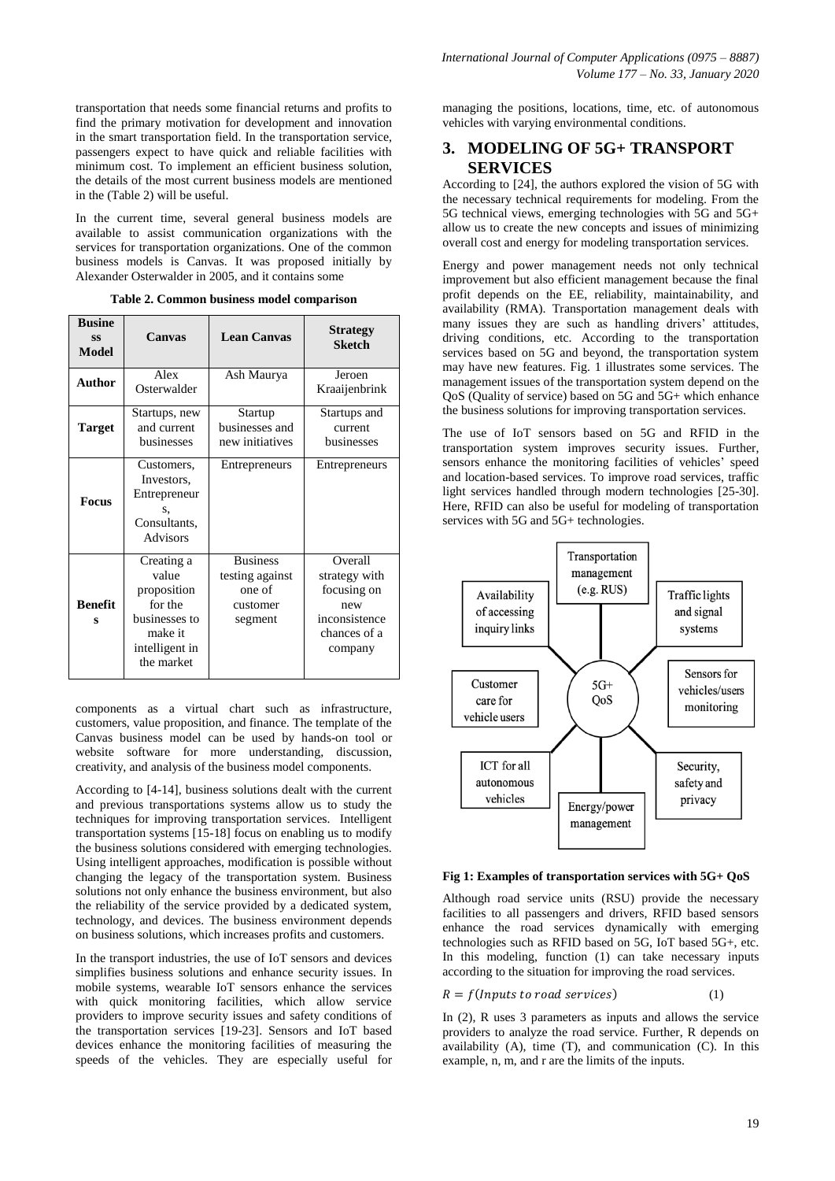transportation that needs some financial returns and profits to find the primary motivation for development and innovation in the smart transportation field. In the transportation service, passengers expect to have quick and reliable facilities with minimum cost. To implement an efficient business solution, the details of the most current business models are mentioned in the (Table 2) will be useful.

In the current time, several general business models are available to assist communication organizations with the services for transportation organizations. One of the common business models is Canvas. It was proposed initially by Alexander Osterwalder in 2005, and it contains some components as a virtual chart such as infrastructure, customers, value proposition, and finance. The template of the Canvas business model can be used by hands-on tool or website software for more understanding, discussion, creativity, and analysis of the business model components.

**Table 2. Common business model comparison**

| Business Model | Canvas | Lean Canvas | Strategy Sketch |
|---|---|---|---|
| **Author** | Alex Osterwalder | Ash Maurya | Jeroen Kraaijenbrink |
| **Target** | Startups, new and current businesses | Startup businesses and new initiatives | Startups and current businesses |
| **Focus** | Customers, Investors, Entrepreneurs, Consultants, Advisors | Entrepreneurs | Entrepreneurs |
| **Benefits** | Creating a value proposition for the businesses to make it intelligent in the market | Business testing against one of customer segment | Overall strategy with focusing on new inconsistence chances of a company |

According to [4-14], business solutions dealt with the current and previous transportations systems allow us to study the techniques for improving transportation services. Intelligent transportation systems [15-18] focus on enabling us to modify the business solutions considered with emerging technologies. Using intelligent approaches, modification is possible without changing the legacy of the transportation system. Business solutions not only enhance the business environment, but also the reliability of the service provided by a dedicated system, technology, and devices. The business environment depends on business solutions, which increases profits and customers.

In the transport industries, the use of IoT sensors and devices simplifies business solutions and enhance security issues. In mobile systems, wearable IoT sensors enhance the services with quick monitoring facilities, which allow service providers to improve security issues and safety conditions of the transportation services [19-23]. Sensors and IoT based devices enhance the monitoring facilities of measuring the speeds of the vehicles. They are especially useful for managing the positions, locations, time, etc. of autonomous vehicles with varying environmental conditions.

## 3. MODELING OF 5G+ TRANSPORT SERVICES

According to [24], the authors explored the vision of 5G with the necessary technical requirements for modeling. From the 5G technical views, emerging technologies with 5G and 5G+ allow us to create the new concepts and issues of minimizing overall cost and energy for modeling transportation services.

Energy and power management needs not only technical improvement but also efficient management because the final profit depends on the EE, reliability, maintainability, and availability (RMA). Transportation management deals with many issues they are such as handling drivers' attitudes, driving conditions, etc. According to the transportation services based on 5G and beyond, the transportation system may have new features. Fig. 1 illustrates some services. The management issues of the transportation system depend on the QoS (Quality of service) based on 5G and 5G+ which enhance the business solutions for improving transportation services.

The use of IoT sensors based on 5G and RFID in the transportation system improves security issues. Further, sensors enhance the monitoring facilities of vehicles' speed and location-based services. To improve road services, traffic light services handled through modern technologies [25-30]. Here, RFID can also be useful for modeling of transportation services with 5G and 5G+ technologies.

**Fig 1: Examples of transportation services with 5G+ QoS**

Although road service units (RSU) provide the necessary facilities to all passengers and drivers, RFID based sensors enhance the road services dynamically with emerging technologies such as RFID based on 5G, IoT based 5G+, etc. In this modeling, function (1) can take necessary inputs according to the situation for improving the road services.

$$R = f(Inputs\ to\ road\ services) \tag{1}$$

In (2), R uses 3 parameters as inputs and allows the service providers to analyze the road service. Further, R depends on availability (A), time (T), and communication (C). In this example, n, m, and r are the limits of the inputs.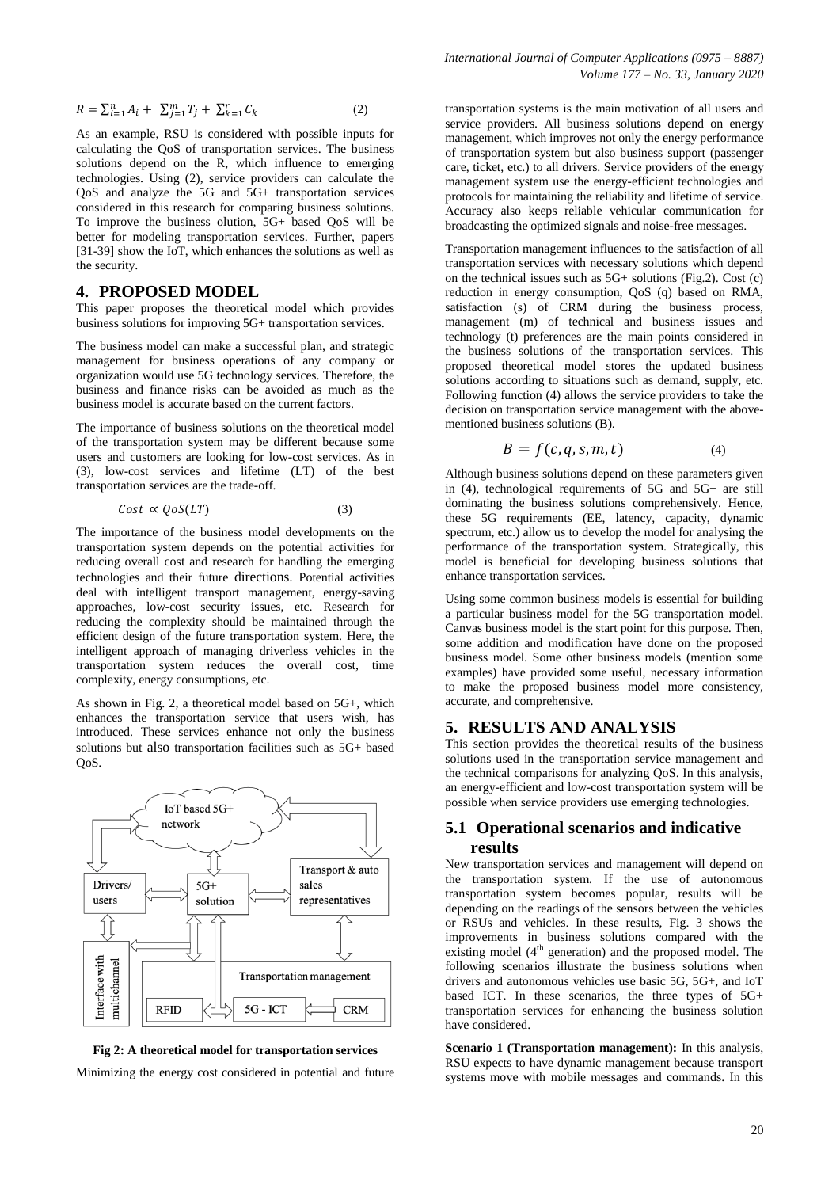$$R = \sum_{i=1}^{n} A_i + \sum_{j=1}^{m} T_j + \sum_{k=1}^{r} C_k \quad (2)$$

As an example, RSU is considered with possible inputs for calculating the QoS of transportation services. The business solutions depend on the R, which influence to emerging technologies. Using (2), service providers can calculate the QoS and analyze the 5G and 5G+ transportation services considered in this research for comparing business solutions. To improve the business olution, 5G+ based QoS will be better for modeling transportation services. Further, papers [31-39] show the IoT, which enhances the solutions as well as the security.

## 4. PROPOSED MODEL

This paper proposes the theoretical model which provides business solutions for improving 5G+ transportation services.

The business model can make a successful plan, and strategic management for business operations of any company or organization would use 5G technology services. Therefore, the business and finance risks can be avoided as much as the business model is accurate based on the current factors.

The importance of business solutions on the theoretical model of the transportation system may be different because some users and customers are looking for low-cost services. As in (3), low-cost services and lifetime (LT) of the best transportation services are the trade-off.

$$Cost \propto QoS(LT) \quad (3)$$

The importance of the business model developments on the transportation system depends on the potential activities for reducing overall cost and research for handling the emerging technologies and their future directions. Potential activities deal with intelligent transport management, energy-saving approaches, low-cost security issues, etc. Research for reducing the complexity should be maintained through the efficient design of the future transportation system. Here, the intelligent approach of managing driverless vehicles in the transportation system reduces the overall cost, time complexity, energy consumptions, etc.

As shown in Fig. 2, a theoretical model based on 5G+, which enhances the transportation service that users wish, has introduced. These services enhance not only the business solutions but also transportation facilities such as 5G+ based QoS.

**Fig 2: A theoretical model for transportation services**

Minimizing the energy cost considered in potential and future transportation systems is the main motivation of all users and service providers. All business solutions depend on energy management, which improves not only the energy performance of transportation system but also business support (passenger care, ticket, etc.) to all drivers. Service providers of the energy management system use the energy-efficient technologies and protocols for maintaining the reliability and lifetime of service. Accuracy also keeps reliable vehicular communication for broadcasting the optimized signals and noise-free messages.

Transportation management influences to the satisfaction of all transportation services with necessary solutions which depend on the technical issues such as 5G+ solutions (Fig.2). Cost (c) reduction in energy consumption, QoS (q) based on RMA, satisfaction (s) of CRM during the business process, management (m) of technical and business issues and technology (t) preferences are the main points considered in the business solutions of the transportation services. This proposed theoretical model stores the updated business solutions according to situations such as demand, supply, etc. Following function (4) allows the service providers to take the decision on transportation service management with the above-mentioned business solutions (B).

$$B = f(c, q, s, m, t) \quad (4)$$

Although business solutions depend on these parameters given in (4), technological requirements of 5G and 5G+ are still dominating the business solutions comprehensively. Hence, these 5G requirements (EE, latency, capacity, dynamic spectrum, etc.) allow us to develop the model for analysing the performance of the transportation system. Strategically, this model is beneficial for developing business solutions that enhance transportation services.

Using some common business models is essential for building a particular business model for the 5G transportation model. Canvas business model is the start point for this purpose. Then, some addition and modification have done on the proposed business model. Some other business models (mention some examples) have provided some useful, necessary information to make the proposed business model more consistency, accurate, and comprehensive.

## 5. RESULTS AND ANALYSIS

This section provides the theoretical results of the business solutions used in the transportation service management and the technical comparisons for analyzing QoS. In this analysis, an energy-efficient and low-cost transportation system will be possible when service providers use emerging technologies.

### 5.1 Operational scenarios and indicative results

New transportation services and management will depend on the transportation system. If the use of autonomous transportation system becomes popular, results will be depending on the readings of the sensors between the vehicles or RSUs and vehicles. In these results, Fig. 3 shows the improvements in business solutions compared with the existing model (4th generation) and the proposed model. The following scenarios illustrate the business solutions when drivers and autonomous vehicles use basic 5G, 5G+, and IoT based ICT. In these scenarios, the three types of 5G+ transportation services for enhancing the business solution have considered.

**Scenario 1 (Transportation management):** In this analysis, RSU expects to have dynamic management because transport systems move with mobile messages and commands. In this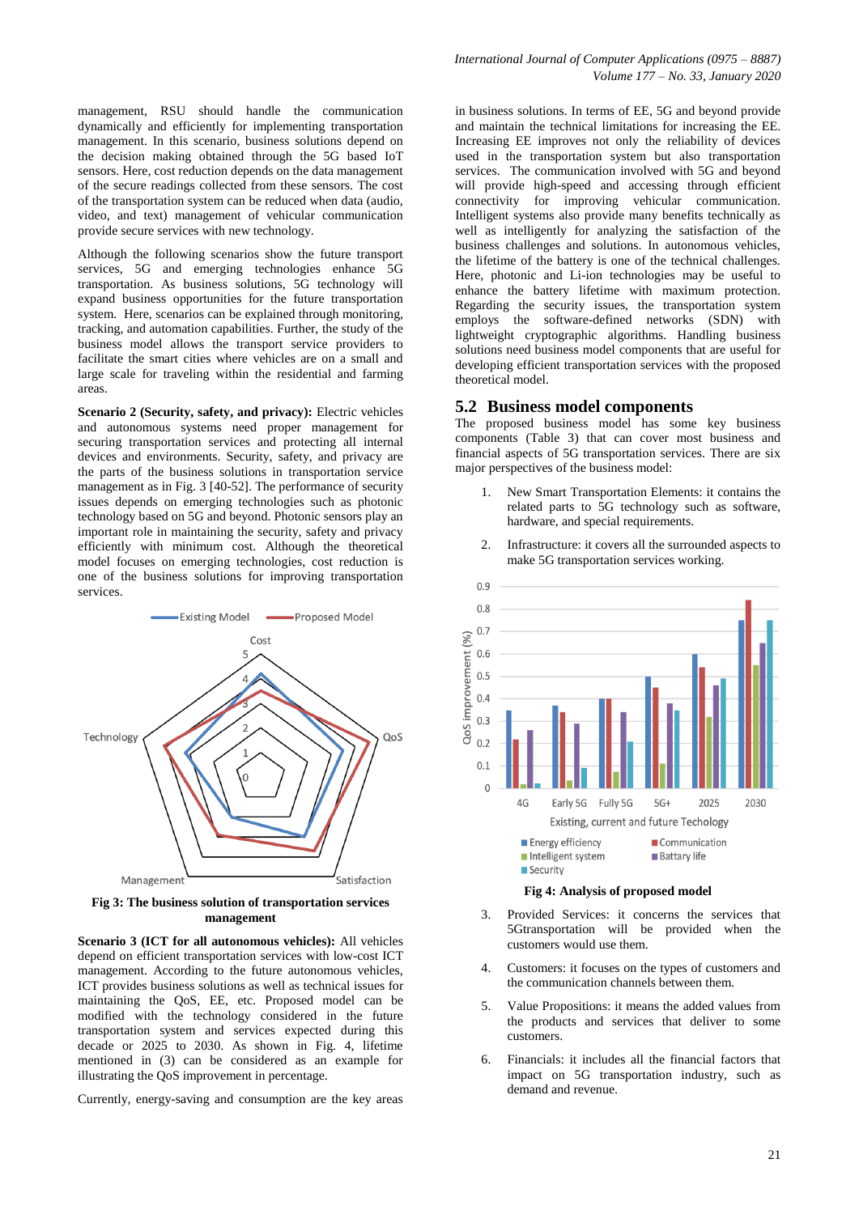management, RSU should handle the communication dynamically and efficiently for implementing transportation management. In this scenario, business solutions depend on the decision making obtained through the 5G based IoT sensors. Here, cost reduction depends on the data management of the secure readings collected from these sensors. The cost of the transportation system can be reduced when data (audio, video, and text) management of vehicular communication provide secure services with new technology.

Although the following scenarios show the future transport services, 5G and emerging technologies enhance 5G transportation. As business solutions, 5G technology will expand business opportunities for the future transportation system. Here, scenarios can be explained through monitoring, tracking, and automation capabilities. Further, the study of the business model allows the transport service providers to facilitate the smart cities where vehicles are on a small and large scale for traveling within the residential and farming areas.

**Scenario 2 (Security, safety, and privacy):** Electric vehicles and autonomous systems need proper management for securing transportation services and protecting all internal devices and environments. Security, safety, and privacy are the parts of the business solutions in transportation service management as in Fig. 3 [40-52]. The performance of security issues depends on emerging technologies such as photonic technology based on 5G and beyond. Photonic sensors play an important role in maintaining the security, safety and privacy efficiently with minimum cost. Although the theoretical model focuses on emerging technologies, cost reduction is one of the business solutions for improving transportation services.

**Fig 3: The business solution of transportation services management**

**Scenario 3 (ICT for all autonomous vehicles):** All vehicles depend on efficient transportation services with low-cost ICT management. According to the future autonomous vehicles, ICT provides business solutions as well as technical issues for maintaining the QoS, EE, etc. Proposed model can be modified with the technology considered in the future transportation system and services expected during this decade or 2025 to 2030. As shown in Fig. 4, lifetime mentioned in (3) can be considered as an example for illustrating the QoS improvement in percentage.

Currently, energy-saving and consumption are the key areas in business solutions. In terms of EE, 5G and beyond provide and maintain the technical limitations for increasing the EE. Increasing EE improves not only the reliability of devices used in the transportation system but also transportation services. The communication involved with 5G and beyond will provide high-speed and accessing through efficient connectivity for improving vehicular communication. Intelligent systems also provide many benefits technically as well as intelligently for analyzing the satisfaction of the business challenges and solutions. In autonomous vehicles, the lifetime of the battery is one of the technical challenges. Here, photonic and Li-ion technologies may be useful to enhance the battery lifetime with maximum protection. Regarding the security issues, the transportation system employs the software-defined networks (SDN) with lightweight cryptographic algorithms. Handling business solutions need business model components that are useful for developing efficient transportation services with the proposed theoretical model.

## 5.2 Business model components

The proposed business model has some key business components (Table 3) that can cover most business and financial aspects of 5G transportation services. There are six major perspectives of the business model:

1. New Smart Transportation Elements: it contains the related parts to 5G technology such as software, hardware, and special requirements.
2. Infrastructure: it covers all the surrounded aspects to make 5G transportation services working.

**Fig 4: Analysis of proposed model**

3. Provided Services: it concerns the services that 5Gtransportation will be provided when the customers would use them.
4. Customers: it focuses on the types of customers and the communication channels between them.
5. Value Propositions: it means the added values from the products and services that deliver to some customers.
6. Financials: it includes all the financial factors that impact on 5G transportation industry, such as demand and revenue.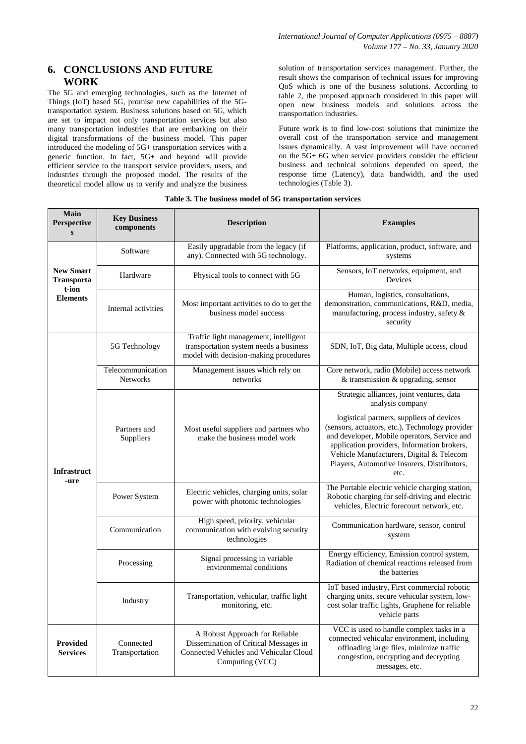## 6. CONCLUSIONS AND FUTURE WORK

The 5G and emerging technologies, such as the Internet of Things (IoT) based 5G, promise new capabilities of the 5G-transportation system. Business solutions based on 5G, which are set to impact not only transportation services but also many transportation industries that are embarking on their digital transformations of the business model. This paper introduced the modeling of 5G+ transportation services with a generic function. In fact, 5G+ and beyond will provide efficient service to the transport service providers, users, and industries through the proposed model. The results of the theoretical model allow us to verify and analyze the business solution of transportation services management. Further, the result shows the comparison of technical issues for improving QoS which is one of the business solutions. According to table 2, the proposed approach considered in this paper will open new business models and solutions across the transportation industries.

Future work is to find low-cost solutions that minimize the overall cost of the transportation service and management issues dynamically. A vast improvement will have occurred on the 5G+ 6G when service providers consider the efficient business and technical solutions depended on speed, the response time (Latency), data bandwidth, and the used technologies (Table 3).

**Table 3. The business model of 5G transportation services**

| Main Perspectives | Key Business components | Description | Examples |
|---|---|---|---|
| **New Smart Transporta t-ion Elements** | Software | Easily upgradable from the legacy (if any). Connected with 5G technology. | Platforms, application, product, software, and systems |
| | Hardware | Physical tools to connect with 5G | Sensors, IoT networks, equipment, and Devices |
| | Internal activities | Most important activities to do to get the business model success | Human, logistics, consultations, demonstration, communications, R&D, media, manufacturing, process industry, safety & security |
| **Infrastruct -ure** | 5G Technology | Traffic light management, intelligent transportation system needs a business model with decision-making procedures | SDN, IoT, Big data, Multiple access, cloud |
| | Telecommunication Networks | Management issues which rely on networks | Core network, radio (Mobile) access network & transmission & upgrading, sensor |
| | Partners and Suppliers | Most useful suppliers and partners who make the business model work | Strategic alliances, joint ventures, data analysis company<br><br>logistical partners, suppliers of devices (sensors, actuators, etc.), Technology provider and developer, Mobile operators, Service and application providers, Information brokers, Vehicle Manufacturers, Digital & Telecom Players, Automotive Insurers, Distributors, etc. |
| | Power System | Electric vehicles, charging units, solar power with photonic technologies | The Portable electric vehicle charging station, Robotic charging for self-driving and electric vehicles, Electric forecourt network, etc. |
| | Communication | High speed, priority, vehicular communication with evolving security technologies | Communication hardware, sensor, control system |
| | Processing | Signal processing in variable environmental conditions | Energy efficiency, Emission control system, Radiation of chemical reactions released from the batteries |
| | Industry | Transportation, vehicular, traffic light monitoring, etc. | IoT based industry, First commercial robotic charging units, secure vehicular system, low-cost solar traffic lights, Graphene for reliable vehicle parts |
| **Provided Services** | Connected Transportation | A Robust Approach for Reliable Dissemination of Critical Messages in Connected Vehicles and Vehicular Cloud Computing (VCC) | VCC is used to handle complex tasks in a connected vehicular environment, including offloading large files, minimize traffic congestion, encrypting and decrypting messages, etc. |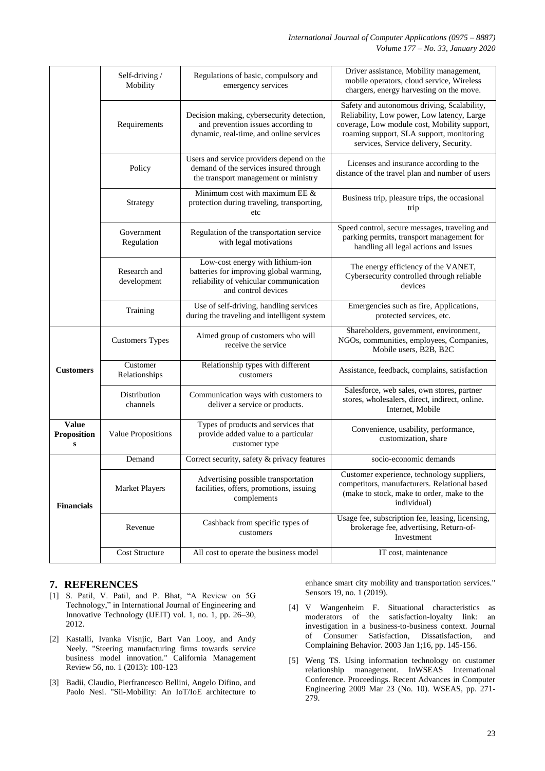| | Self-driving / Mobility | Regulations of basic, compulsory and emergency services | Driver assistance, Mobility management, mobile operators, cloud service, Wireless chargers, energy harvesting on the move. |
|---|---|---|---|
| | Requirements | Decision making, cybersecurity detection, and prevention issues according to dynamic, real-time, and online services | Safety and autonomous driving, Scalability, Reliability, Low power, Low latency, Large coverage, Low module cost, Mobility support, roaming support, SLA support, monitoring services, Service delivery, Security. |
| | Policy | Users and service providers depend on the demand of the services insured through the transport management or ministry | Licenses and insurance according to the distance of the travel plan and number of users |
| | Strategy | Minimum cost with maximum EE & protection during traveling, transporting, etc | Business trip, pleasure trips, the occasional trip |
| | Government Regulation | Regulation of the transportation service with legal motivations | Speed control, secure messages, traveling and parking permits, transport management for handling all legal actions and issues |
| | Research and development | Low-cost energy with lithium-ion batteries for improving global warming, reliability of vehicular communication and control devices | The energy efficiency of the VANET, Cybersecurity controlled through reliable devices |
| | Training | Use of self-driving, handling services during the traveling and intelligent system | Emergencies such as fire, Applications, protected services, etc. |
| **Customers** | Customers Types | Aimed group of customers who will receive the service | Shareholders, government, environment, NGOs, communities, employees, Companies, Mobile users, B2B, B2C |
| | Customer Relationships | Relationship types with different customers | Assistance, feedback, complains, satisfaction |
| | Distribution channels | Communication ways with customers to deliver a service or products. | Salesforce, web sales, own stores, partner stores, wholesalers, direct, indirect, online. Internet, Mobile |
| **Value Propositions** | Value Propositions | Types of products and services that provide added value to a particular customer type | Convenience, usability, performance, customization, share |
| **Financials** | Demand | Correct security, safety & privacy features | socio-economic demands |
| | Market Players | Advertising possible transportation facilities, offers, promotions, issuing complements | Customer experience, technology suppliers, competitors, manufacturers. Relational based (make to stock, make to order, make to the individual) |
| | Revenue | Cashback from specific types of customers | Usage fee, subscription fee, leasing, licensing, brokerage fee, advertising, Return-of-Investment |
| | Cost Structure | All cost to operate the business model | IT cost, maintenance |

## 7. REFERENCES

[1] S. Patil, V. Patil, and P. Bhat, "A Review on 5G Technology," in International Journal of Engineering and Innovative Technology (IJEIT) vol. 1, no. 1, pp. 26–30, 2012.

[2] Kastalli, Ivanka Visnjic, Bart Van Looy, and Andy Neely. "Steering manufacturing firms towards service business model innovation." California Management Review 56, no. 1 (2013): 100-123

[3] Badii, Claudio, Pierfrancesco Bellini, Angelo Difino, and Paolo Nesi. "Sii-Mobility: An IoT/IoE architecture to enhance smart city mobility and transportation services." Sensors 19, no. 1 (2019).

[4] V Wangenheim F. Situational characteristics as moderators of the satisfaction-loyalty link: an investigation in a business-to-business context. Journal of Consumer Satisfaction, Dissatisfaction, and Complaining Behavior. 2003 Jan 1;16, pp. 145-156.

[5] Weng TS. Using information technology on customer relationship management. InWSEAS International Conference. Proceedings. Recent Advances in Computer Engineering 2009 Mar 23 (No. 10). WSEAS, pp. 271-279.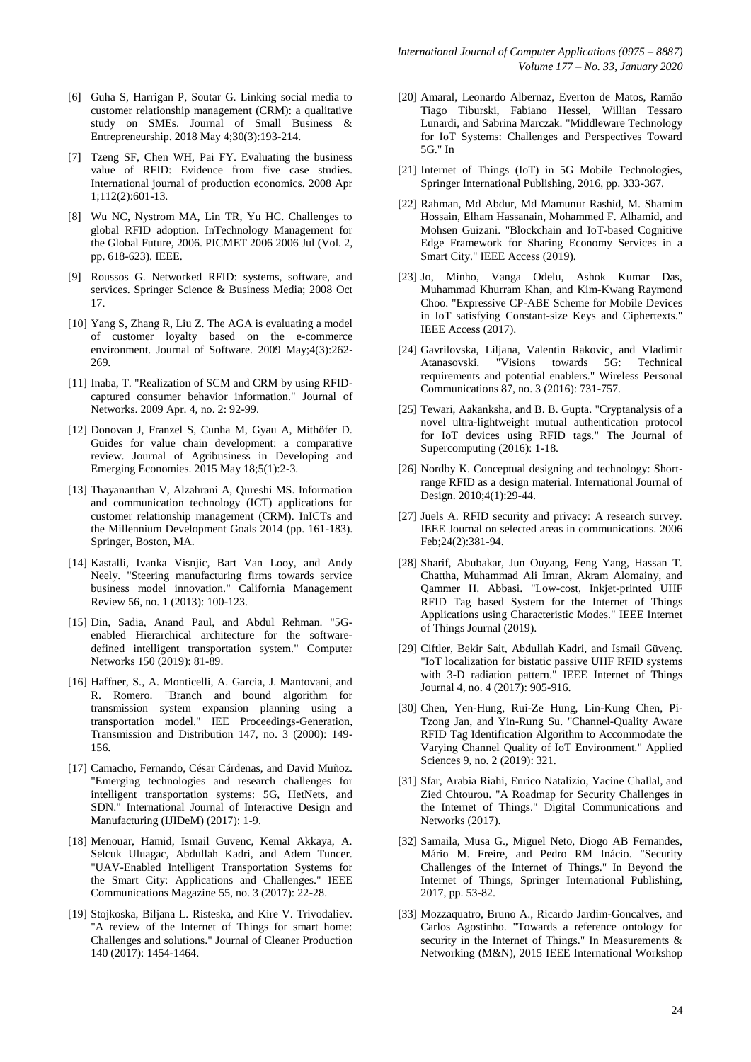[6] Guha S, Harrigan P, Soutar G. Linking social media to customer relationship management (CRM): a qualitative study on SMEs. Journal of Small Business & Entrepreneurship. 2018 May 4;30(3):193-214.

[7] Tzeng SF, Chen WH, Pai FY. Evaluating the business value of RFID: Evidence from five case studies. International journal of production economics. 2008 Apr 1;112(2):601-13.

[8] Wu NC, Nystrom MA, Lin TR, Yu HC. Challenges to global RFID adoption. InTechnology Management for the Global Future, 2006. PICMET 2006 2006 Jul (Vol. 2, pp. 618-623). IEEE.

[9] Roussos G. Networked RFID: systems, software, and services. Springer Science & Business Media; 2008 Oct 17.

[10] Yang S, Zhang R, Liu Z. The AGA is evaluating a model of customer loyalty based on the e-commerce environment. Journal of Software. 2009 May;4(3):262-269.

[11] Inaba, T. "Realization of SCM and CRM by using RFID-captured consumer behavior information." Journal of Networks. 2009 Apr. 4, no. 2: 92-99.

[12] Donovan J, Franzel S, Cunha M, Gyau A, Mithöfer D. Guides for value chain development: a comparative review. Journal of Agribusiness in Developing and Emerging Economies. 2015 May 18;5(1):2-3.

[13] Thayananthan V, Alzahrani A, Qureshi MS. Information and communication technology (ICT) applications for customer relationship management (CRM). InICTs and the Millennium Development Goals 2014 (pp. 161-183). Springer, Boston, MA.

[14] Kastalli, Ivanka Visnjic, Bart Van Looy, and Andy Neely. "Steering manufacturing firms towards service business model innovation." California Management Review 56, no. 1 (2013): 100-123.

[15] Din, Sadia, Anand Paul, and Abdul Rehman. "5G-enabled Hierarchical architecture for the software-defined intelligent transportation system." Computer Networks 150 (2019): 81-89.

[16] Haffner, S., A. Monticelli, A. Garcia, J. Mantovani, and R. Romero. "Branch and bound algorithm for transmission system expansion planning using a transportation model." IEE Proceedings-Generation, Transmission and Distribution 147, no. 3 (2000): 149-156.

[17] Camacho, Fernando, César Cárdenas, and David Muñoz. "Emerging technologies and research challenges for intelligent transportation systems: 5G, HetNets, and SDN." International Journal of Interactive Design and Manufacturing (IJIDeM) (2017): 1-9.

[18] Menouar, Hamid, Ismail Guvenc, Kemal Akkaya, A. Selcuk Uluagac, Abdullah Kadri, and Adem Tuncer. "UAV-Enabled Intelligent Transportation Systems for the Smart City: Applications and Challenges." IEEE Communications Magazine 55, no. 3 (2017): 22-28.

[19] Stojkoska, Biljana L. Risteska, and Kire V. Trivodaliev. "A review of the Internet of Things for smart home: Challenges and solutions." Journal of Cleaner Production 140 (2017): 1454-1464.

[20] Amaral, Leonardo Albernaz, Everton de Matos, Ramão Tiago Tiburski, Fabiano Hessel, Willian Tessaro Lunardi, and Sabrina Marczak. "Middleware Technology for IoT Systems: Challenges and Perspectives Toward 5G." In

[21] Internet of Things (IoT) in 5G Mobile Technologies, Springer International Publishing, 2016, pp. 333-367.

[22] Rahman, Md Abdur, Md Mamunur Rashid, M. Shamim Hossain, Elham Hassanain, Mohammed F. Alhamid, and Mohsen Guizani. "Blockchain and IoT-based Cognitive Edge Framework for Sharing Economy Services in a Smart City." IEEE Access (2019).

[23] Jo, Minho, Vanga Odelu, Ashok Kumar Das, Muhammad Khurram Khan, and Kim-Kwang Raymond Choo. "Expressive CP-ABE Scheme for Mobile Devices in IoT satisfying Constant-size Keys and Ciphertexts." IEEE Access (2017).

[24] Gavrilovska, Liljana, Valentin Rakovic, and Vladimir Atanasovski. "Visions towards 5G: Technical requirements and potential enablers." Wireless Personal Communications 87, no. 3 (2016): 731-757.

[25] Tewari, Aakanksha, and B. B. Gupta. "Cryptanalysis of a novel ultra-lightweight mutual authentication protocol for IoT devices using RFID tags." The Journal of Supercomputing (2016): 1-18.

[26] Nordby K. Conceptual designing and technology: Short-range RFID as a design material. International Journal of Design. 2010;4(1):29-44.

[27] Juels A. RFID security and privacy: A research survey. IEEE Journal on selected areas in communications. 2006 Feb;24(2):381-94.

[28] Sharif, Abubakar, Jun Ouyang, Feng Yang, Hassan T. Chattha, Muhammad Ali Imran, Akram Alomainy, and Qammer H. Abbasi. "Low-cost, Inkjet-printed UHF RFID Tag based System for the Internet of Things Applications using Characteristic Modes." IEEE Internet of Things Journal (2019).

[29] Ciftler, Bekir Sait, Abdullah Kadri, and Ismail Güvenç. "IoT localization for bistatic passive UHF RFID systems with 3-D radiation pattern." IEEE Internet of Things Journal 4, no. 4 (2017): 905-916.

[30] Chen, Yen-Hung, Rui-Ze Hung, Lin-Kung Chen, Pi-Tzong Jan, and Yin-Rung Su. "Channel-Quality Aware RFID Tag Identification Algorithm to Accommodate the Varying Channel Quality of IoT Environment." Applied Sciences 9, no. 2 (2019): 321.

[31] Sfar, Arabia Riahi, Enrico Natalizio, Yacine Challal, and Zied Chtourou. "A Roadmap for Security Challenges in the Internet of Things." Digital Communications and Networks (2017).

[32] Samaila, Musa G., Miguel Neto, Diogo AB Fernandes, Mário M. Freire, and Pedro RM Inácio. "Security Challenges of the Internet of Things." In Beyond the Internet of Things, Springer International Publishing, 2017, pp. 53-82.

[33] Mozzaquatro, Bruno A., Ricardo Jardim-Goncalves, and Carlos Agostinho. "Towards a reference ontology for security in the Internet of Things." In Measurements & Networking (M&N), 2015 IEEE International Workshop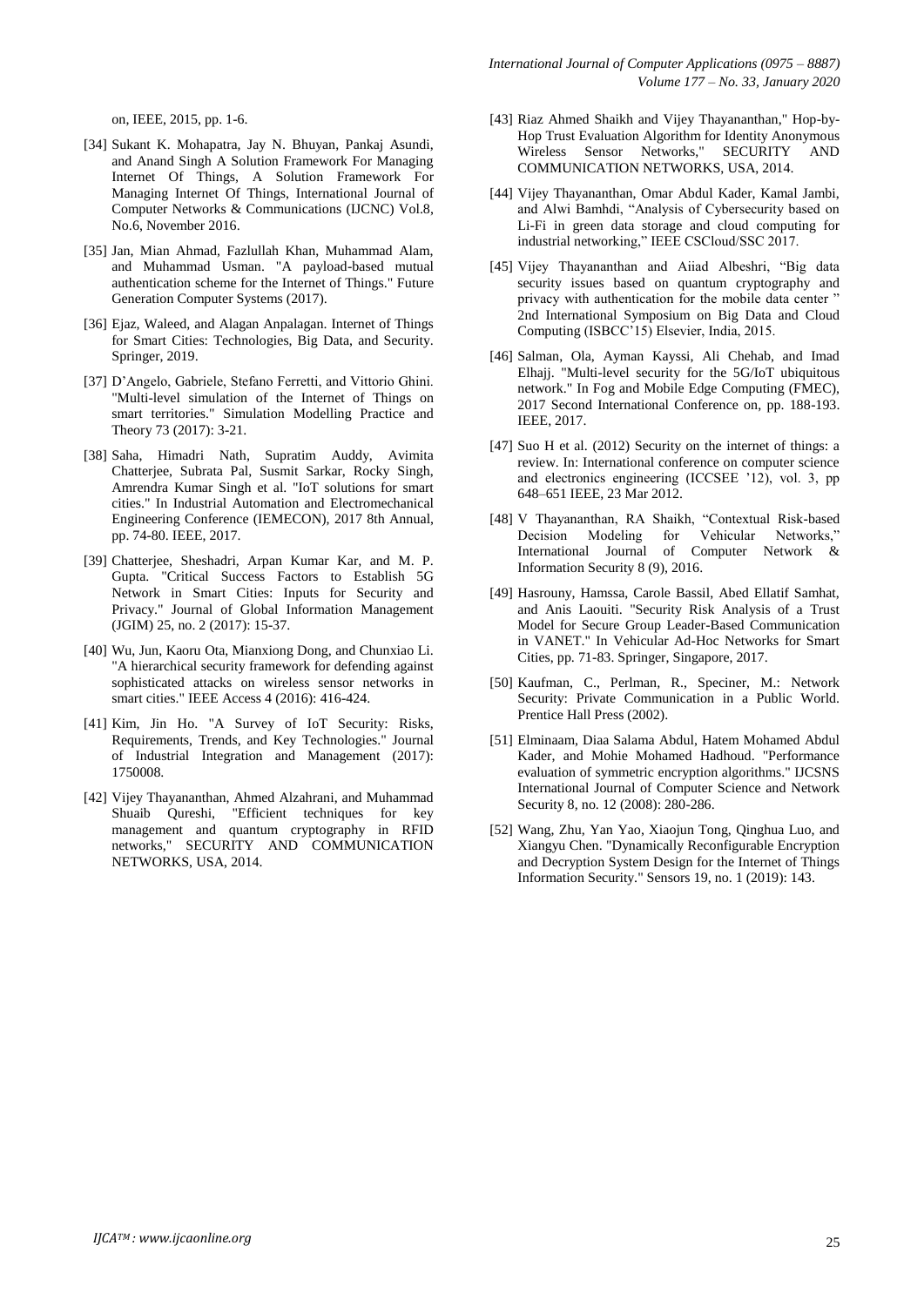on, IEEE, 2015, pp. 1-6.

[34] Sukant K. Mohapatra, Jay N. Bhuyan, Pankaj Asundi, and Anand Singh A Solution Framework For Managing Internet Of Things, A Solution Framework For Managing Internet Of Things, International Journal of Computer Networks & Communications (IJCNC) Vol.8, No.6, November 2016.

[35] Jan, Mian Ahmad, Fazlullah Khan, Muhammad Alam, and Muhammad Usman. "A payload-based mutual authentication scheme for the Internet of Things." Future Generation Computer Systems (2017).

[36] Ejaz, Waleed, and Alagan Anpalagan. Internet of Things for Smart Cities: Technologies, Big Data, and Security. Springer, 2019.

[37] D'Angelo, Gabriele, Stefano Ferretti, and Vittorio Ghini. "Multi-level simulation of the Internet of Things on smart territories." Simulation Modelling Practice and Theory 73 (2017): 3-21.

[38] Saha, Himadri Nath, Supratim Auddy, Avimita Chatterjee, Subrata Pal, Susmit Sarkar, Rocky Singh, Amrendra Kumar Singh et al. "IoT solutions for smart cities." In Industrial Automation and Electromechanical Engineering Conference (IEMECON), 2017 8th Annual, pp. 74-80. IEEE, 2017.

[39] Chatterjee, Sheshadri, Arpan Kumar Kar, and M. P. Gupta. "Critical Success Factors to Establish 5G Network in Smart Cities: Inputs for Security and Privacy." Journal of Global Information Management (JGIM) 25, no. 2 (2017): 15-37.

[40] Wu, Jun, Kaoru Ota, Mianxiong Dong, and Chunxiao Li. "A hierarchical security framework for defending against sophisticated attacks on wireless sensor networks in smart cities." IEEE Access 4 (2016): 416-424.

[41] Kim, Jin Ho. "A Survey of IoT Security: Risks, Requirements, Trends, and Key Technologies." Journal of Industrial Integration and Management (2017): 1750008.

[42] Vijey Thayananthan, Ahmed Alzahrani, and Muhammad Shuaib Qureshi, "Efficient techniques for key management and quantum cryptography in RFID networks," SECURITY AND COMMUNICATION NETWORKS, USA, 2014.

[43] Riaz Ahmed Shaikh and Vijey Thayananthan," Hop-by-Hop Trust Evaluation Algorithm for Identity Anonymous Wireless Sensor Networks," SECURITY AND COMMUNICATION NETWORKS, USA, 2014.

[44] Vijey Thayananthan, Omar Abdul Kader, Kamal Jambi, and Alwi Bamhdi, "Analysis of Cybersecurity based on Li-Fi in green data storage and cloud computing for industrial networking," IEEE CSCloud/SSC 2017.

[45] Vijey Thayananthan and Aiiad Albeshri, "Big data security issues based on quantum cryptography and privacy with authentication for the mobile data center " 2nd International Symposium on Big Data and Cloud Computing (ISBCC'15) Elsevier, India, 2015.

[46] Salman, Ola, Ayman Kayssi, Ali Chehab, and Imad Elhajj. "Multi-level security for the 5G/IoT ubiquitous network." In Fog and Mobile Edge Computing (FMEC), 2017 Second International Conference on, pp. 188-193. IEEE, 2017.

[47] Suo H et al. (2012) Security on the internet of things: a review. In: International conference on computer science and electronics engineering (ICCSEE '12), vol. 3, pp 648–651 IEEE, 23 Mar 2012.

[48] V Thayananthan, RA Shaikh, "Contextual Risk-based Decision Modeling for Vehicular Networks," International Journal of Computer Network & Information Security 8 (9), 2016.

[49] Hasrouny, Hamssa, Carole Bassil, Abed Ellatif Samhat, and Anis Laouiti. "Security Risk Analysis of a Trust Model for Secure Group Leader-Based Communication in VANET." In Vehicular Ad-Hoc Networks for Smart Cities, pp. 71-83. Springer, Singapore, 2017.

[50] Kaufman, C., Perlman, R., Speciner, M.: Network Security: Private Communication in a Public World. Prentice Hall Press (2002).

[51] Elminaam, Diaa Salama Abdul, Hatem Mohamed Abdul Kader, and Mohie Mohamed Hadhoud. "Performance evaluation of symmetric encryption algorithms." IJCSNS International Journal of Computer Science and Network Security 8, no. 12 (2008): 280-286.

[52] Wang, Zhu, Yan Yao, Xiaojun Tong, Qinghua Luo, and Xiangyu Chen. "Dynamically Reconfigurable Encryption and Decryption System Design for the Internet of Things Information Security." Sensors 19, no. 1 (2019): 143.